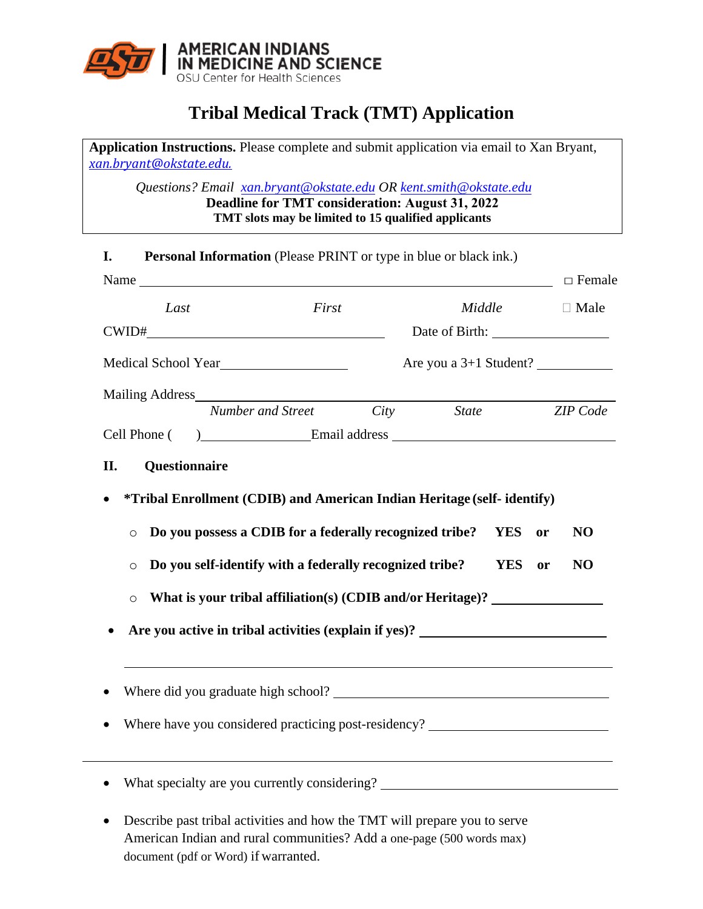AMERICAN INDIANS IN MEDICINE AND SCIENCE
OSU Center for Health Sciences

# Tribal Medical Track (TMT) Application

**Application Instructions.** Please complete and submit application via email to Xan Bryant, *xan.bryant@okstate.edu.*

*Questions? Email xan.bryant@okstate.edu OR kent.smith@okstate.edu*
**Deadline for TMT consideration: August 31, 2022**
**TMT slots may be limited to 15 qualified applicants**

## I. Personal Information (Please PRINT or type in blue or black ink.)

Name ______________________________________________ ☐ Female

*Last* *First* *Middle* ☐ Male

CWID#____________________________ Date of Birth: ______________

Medical School Year_______________ Are you a 3+1 Student? _________

Mailing Address____________________________________________________

*Number and Street* *City* *State* *ZIP Code*

Cell Phone ( )______________ Email address ____________________________

## II. Questionnaire

- **\*Tribal Enrollment (CDIB) and American Indian Heritage (self- identify)**
  - **Do you possess a CDIB for a federally recognized tribe? YES or NO**
  - **Do you self-identify with a federally recognized tribe? YES or NO**
  - **What is your tribal affiliation(s) (CDIB and/or Heritage)?** ______________
- **Are you active in tribal activities (explain if yes)?** ______________________

  ____________________________________________________________

- Where did you graduate high school? ______________________________
- Where have you considered practicing post-residency? ______________________

____________________________________________________________

- What specialty are you currently considering? ______________________________
- Describe past tribal activities and how the TMT will prepare you to serve American Indian and rural communities? Add a one-page (500 words max) document (pdf or Word) if warranted.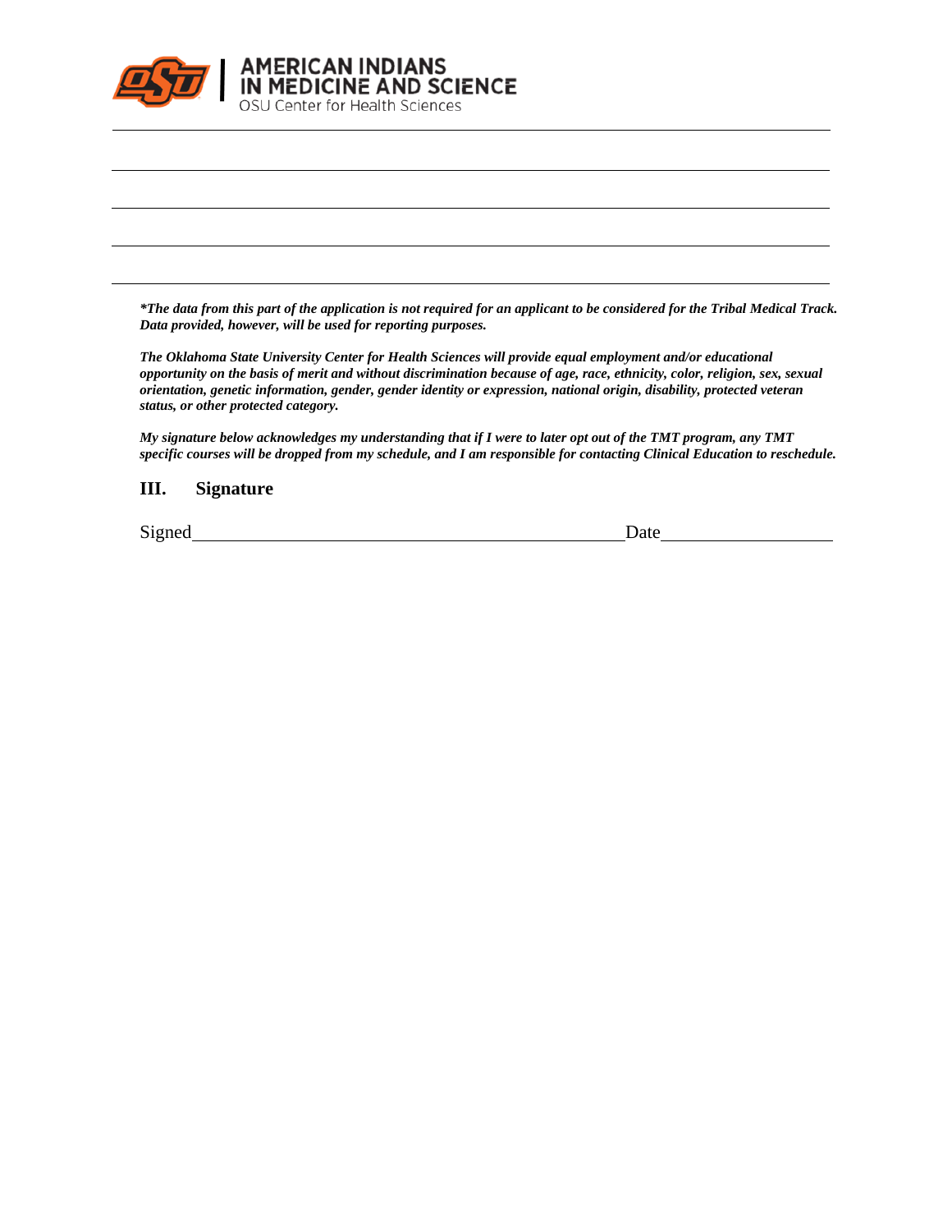AMERICAN INDIANS IN MEDICINE AND SCIENCE
OSU Center for Health Sciences

*The data from this part of the application is not required for an applicant to be considered for the Tribal Medical Track. Data provided, however, will be used for reporting purposes.*

***The Oklahoma State University Center for Health Sciences will provide equal employment and/or educational opportunity on the basis of merit and without discrimination because of age, race, ethnicity, color, religion, sex, sexual orientation, genetic information, gender, gender identity or expression, national origin, disability, protected veteran status, or other protected category.***

***My signature below acknowledges my understanding that if I were to later opt out of the TMT program, any TMT specific courses will be dropped from my schedule, and I am responsible for contacting Clinical Education to reschedule.***

## III. Signature

Signed ______________________________________________ Date ____________________